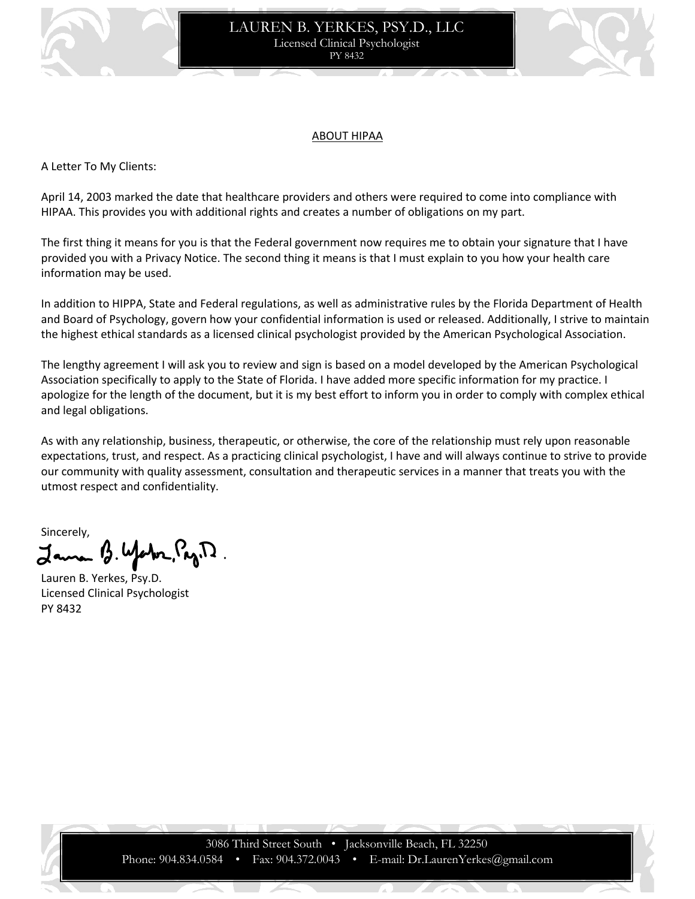LAUREN B. YERKES, PSY.D., LLC
Licensed Clinical Psychologist
PY 8432

## ABOUT HIPAA

A Letter To My Clients:

April 14, 2003 marked the date that healthcare providers and others were required to come into compliance with HIPAA. This provides you with additional rights and creates a number of obligations on my part.

The first thing it means for you is that the Federal government now requires me to obtain your signature that I have provided you with a Privacy Notice. The second thing it means is that I must explain to you how your health care information may be used.

In addition to HIPPA, State and Federal regulations, as well as administrative rules by the Florida Department of Health and Board of Psychology, govern how your confidential information is used or released. Additionally, I strive to maintain the highest ethical standards as a licensed clinical psychologist provided by the American Psychological Association.

The lengthy agreement I will ask you to review and sign is based on a model developed by the American Psychological Association specifically to apply to the State of Florida. I have added more specific information for my practice. I apologize for the length of the document, but it is my best effort to inform you in order to comply with complex ethical and legal obligations.

As with any relationship, business, therapeutic, or otherwise, the core of the relationship must rely upon reasonable expectations, trust, and respect. As a practicing clinical psychologist, I have and will always continue to strive to provide our community with quality assessment, consultation and therapeutic services in a manner that treats you with the utmost respect and confidentiality.

Sincerely,

Lauren B. Yerkes, Psy.D.
Licensed Clinical Psychologist
PY 8432

3086 Third Street South • Jacksonville Beach, FL 32250
Phone: 904.834.0584 • Fax: 904.372.0043 • E-mail: Dr.LaurenYerkes@gmail.com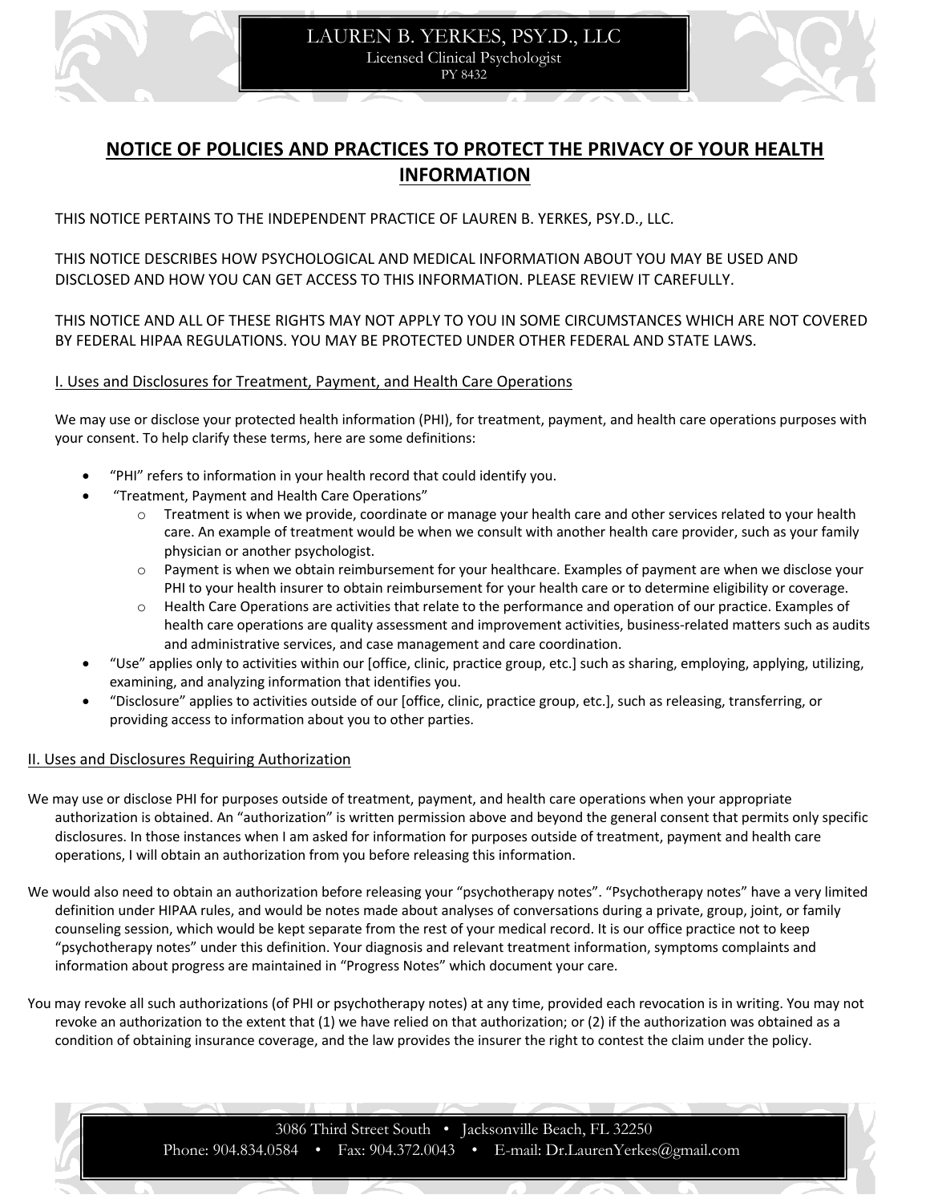# NOTICE OF POLICIES AND PRACTICES TO PROTECT THE PRIVACY OF YOUR HEALTH INFORMATION

THIS NOTICE PERTAINS TO THE INDEPENDENT PRACTICE OF LAUREN B. YERKES, PSY.D., LLC.

THIS NOTICE DESCRIBES HOW PSYCHOLOGICAL AND MEDICAL INFORMATION ABOUT YOU MAY BE USED AND DISCLOSED AND HOW YOU CAN GET ACCESS TO THIS INFORMATION. PLEASE REVIEW IT CAREFULLY.

THIS NOTICE AND ALL OF THESE RIGHTS MAY NOT APPLY TO YOU IN SOME CIRCUMSTANCES WHICH ARE NOT COVERED BY FEDERAL HIPAA REGULATIONS. YOU MAY BE PROTECTED UNDER OTHER FEDERAL AND STATE LAWS.

## I. Uses and Disclosures for Treatment, Payment, and Health Care Operations

We may use or disclose your protected health information (PHI), for treatment, payment, and health care operations purposes with your consent. To help clarify these terms, here are some definitions:

- "PHI" refers to information in your health record that could identify you.
- "Treatment, Payment and Health Care Operations"
  - Treatment is when we provide, coordinate or manage your health care and other services related to your health care. An example of treatment would be when we consult with another health care provider, such as your family physician or another psychologist.
  - Payment is when we obtain reimbursement for your healthcare. Examples of payment are when we disclose your PHI to your health insurer to obtain reimbursement for your health care or to determine eligibility or coverage.
  - Health Care Operations are activities that relate to the performance and operation of our practice. Examples of health care operations are quality assessment and improvement activities, business-related matters such as audits and administrative services, and case management and care coordination.
- "Use" applies only to activities within our [office, clinic, practice group, etc.] such as sharing, employing, applying, utilizing, examining, and analyzing information that identifies you.
- "Disclosure" applies to activities outside of our [office, clinic, practice group, etc.], such as releasing, transferring, or providing access to information about you to other parties.

## II. Uses and Disclosures Requiring Authorization

We may use or disclose PHI for purposes outside of treatment, payment, and health care operations when your appropriate authorization is obtained. An "authorization" is written permission above and beyond the general consent that permits only specific disclosures. In those instances when I am asked for information for purposes outside of treatment, payment and health care operations, I will obtain an authorization from you before releasing this information.

We would also need to obtain an authorization before releasing your "psychotherapy notes". "Psychotherapy notes" have a very limited definition under HIPAA rules, and would be notes made about analyses of conversations during a private, group, joint, or family counseling session, which would be kept separate from the rest of your medical record. It is our office practice not to keep "psychotherapy notes" under this definition. Your diagnosis and relevant treatment information, symptoms complaints and information about progress are maintained in "Progress Notes" which document your care.

You may revoke all such authorizations (of PHI or psychotherapy notes) at any time, provided each revocation is in writing. You may not revoke an authorization to the extent that (1) we have relied on that authorization; or (2) if the authorization was obtained as a condition of obtaining insurance coverage, and the law provides the insurer the right to contest the claim under the policy.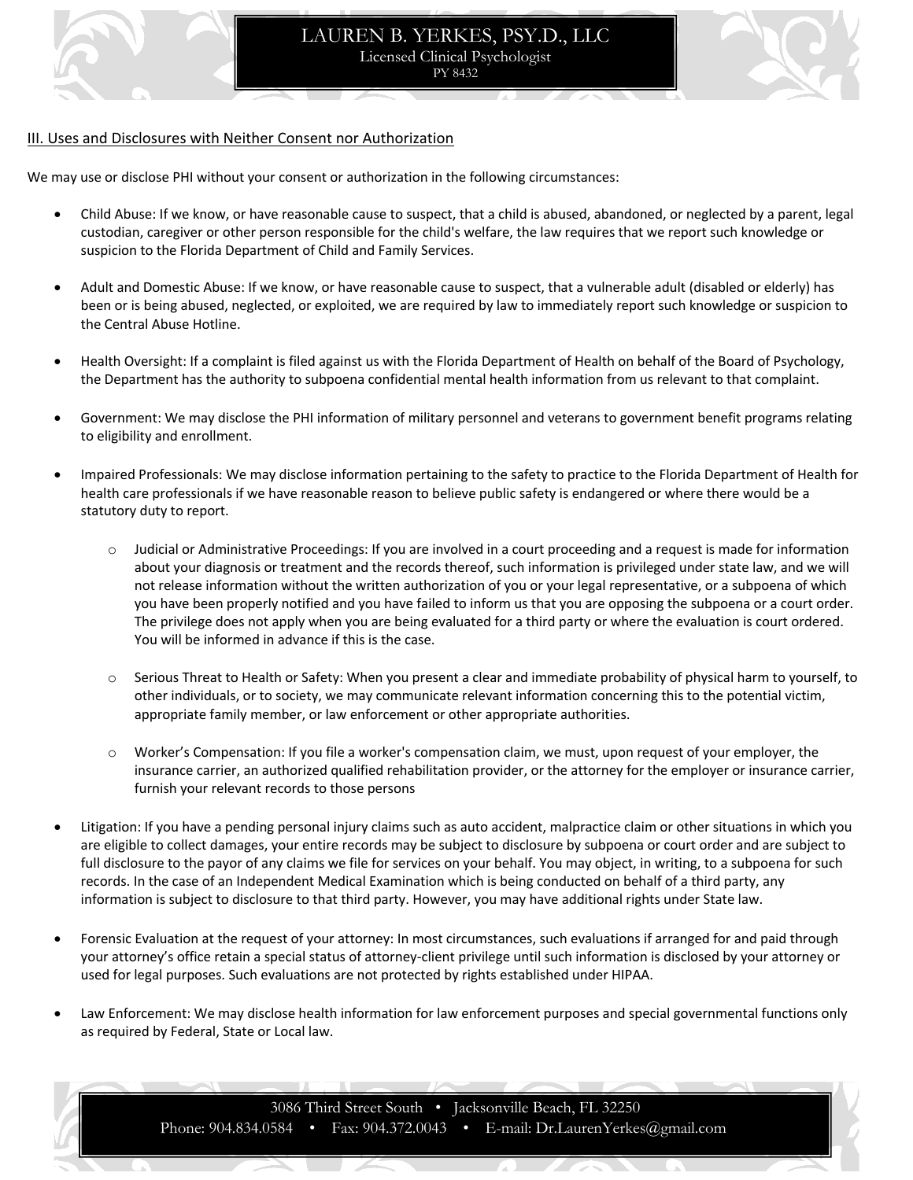## III. Uses and Disclosures with Neither Consent nor Authorization

We may use or disclose PHI without your consent or authorization in the following circumstances:

- Child Abuse: If we know, or have reasonable cause to suspect, that a child is abused, abandoned, or neglected by a parent, legal custodian, caregiver or other person responsible for the child's welfare, the law requires that we report such knowledge or suspicion to the Florida Department of Child and Family Services.

- Adult and Domestic Abuse: If we know, or have reasonable cause to suspect, that a vulnerable adult (disabled or elderly) has been or is being abused, neglected, or exploited, we are required by law to immediately report such knowledge or suspicion to the Central Abuse Hotline.

- Health Oversight: If a complaint is filed against us with the Florida Department of Health on behalf of the Board of Psychology, the Department has the authority to subpoena confidential mental health information from us relevant to that complaint.

- Government: We may disclose the PHI information of military personnel and veterans to government benefit programs relating to eligibility and enrollment.

- Impaired Professionals: We may disclose information pertaining to the safety to practice to the Florida Department of Health for health care professionals if we have reasonable reason to believe public safety is endangered or where there would be a statutory duty to report.

    - Judicial or Administrative Proceedings: If you are involved in a court proceeding and a request is made for information about your diagnosis or treatment and the records thereof, such information is privileged under state law, and we will not release information without the written authorization of you or your legal representative, or a subpoena of which you have been properly notified and you have failed to inform us that you are opposing the subpoena or a court order. The privilege does not apply when you are being evaluated for a third party or where the evaluation is court ordered. You will be informed in advance if this is the case.

    - Serious Threat to Health or Safety: When you present a clear and immediate probability of physical harm to yourself, to other individuals, or to society, we may communicate relevant information concerning this to the potential victim, appropriate family member, or law enforcement or other appropriate authorities.

    - Worker's Compensation: If you file a worker's compensation claim, we must, upon request of your employer, the insurance carrier, an authorized qualified rehabilitation provider, or the attorney for the employer or insurance carrier, furnish your relevant records to those persons

- Litigation: If you have a pending personal injury claims such as auto accident, malpractice claim or other situations in which you are eligible to collect damages, your entire records may be subject to disclosure by subpoena or court order and are subject to full disclosure to the payor of any claims we file for services on your behalf. You may object, in writing, to a subpoena for such records. In the case of an Independent Medical Examination which is being conducted on behalf of a third party, any information is subject to disclosure to that third party. However, you may have additional rights under State law.

- Forensic Evaluation at the request of your attorney: In most circumstances, such evaluations if arranged for and paid through your attorney's office retain a special status of attorney-client privilege until such information is disclosed by your attorney or used for legal purposes. Such evaluations are not protected by rights established under HIPAA.

- Law Enforcement: We may disclose health information for law enforcement purposes and special governmental functions only as required by Federal, State or Local law.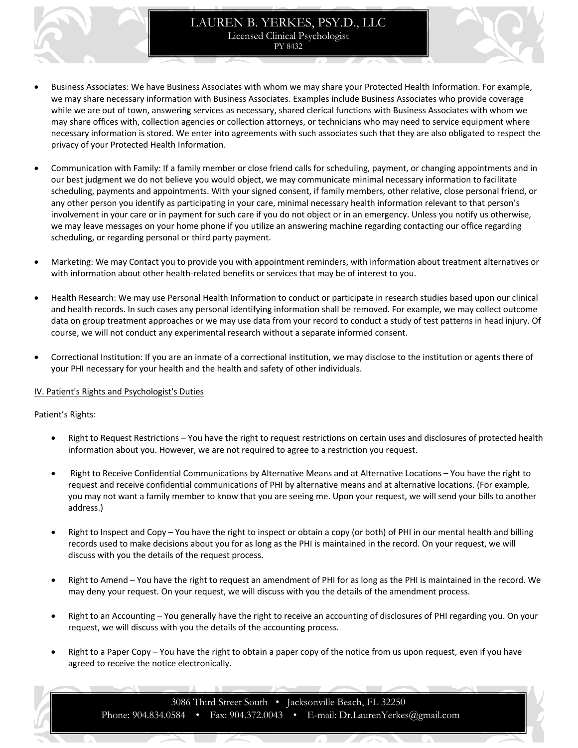- Business Associates: We have Business Associates with whom we may share your Protected Health Information. For example, we may share necessary information with Business Associates. Examples include Business Associates who provide coverage while we are out of town, answering services as necessary, shared clerical functions with Business Associates with whom we may share offices with, collection agencies or collection attorneys, or technicians who may need to service equipment where necessary information is stored. We enter into agreements with such associates such that they are also obligated to respect the privacy of your Protected Health Information.

- Communication with Family: If a family member or close friend calls for scheduling, payment, or changing appointments and in our best judgment we do not believe you would object, we may communicate minimal necessary information to facilitate scheduling, payments and appointments. With your signed consent, if family members, other relative, close personal friend, or any other person you identify as participating in your care, minimal necessary health information relevant to that person's involvement in your care or in payment for such care if you do not object or in an emergency. Unless you notify us otherwise, we may leave messages on your home phone if you utilize an answering machine regarding contacting our office regarding scheduling, or regarding personal or third party payment.

- Marketing: We may Contact you to provide you with appointment reminders, with information about treatment alternatives or with information about other health-related benefits or services that may be of interest to you.

- Health Research: We may use Personal Health Information to conduct or participate in research studies based upon our clinical and health records. In such cases any personal identifying information shall be removed. For example, we may collect outcome data on group treatment approaches or we may use data from your record to conduct a study of test patterns in head injury. Of course, we will not conduct any experimental research without a separate informed consent.

- Correctional Institution: If you are an inmate of a correctional institution, we may disclose to the institution or agents there of your PHI necessary for your health and the health and safety of other individuals.

<u>IV. Patient's Rights and Psychologist's Duties</u>

Patient's Rights:

- Right to Request Restrictions – You have the right to request restrictions on certain uses and disclosures of protected health information about you. However, we are not required to agree to a restriction you request.

- Right to Receive Confidential Communications by Alternative Means and at Alternative Locations – You have the right to request and receive confidential communications of PHI by alternative means and at alternative locations. (For example, you may not want a family member to know that you are seeing me. Upon your request, we will send your bills to another address.)

- Right to Inspect and Copy – You have the right to inspect or obtain a copy (or both) of PHI in our mental health and billing records used to make decisions about you for as long as the PHI is maintained in the record. On your request, we will discuss with you the details of the request process.

- Right to Amend – You have the right to request an amendment of PHI for as long as the PHI is maintained in the record. We may deny your request. On your request, we will discuss with you the details of the amendment process.

- Right to an Accounting – You generally have the right to receive an accounting of disclosures of PHI regarding you. On your request, we will discuss with you the details of the accounting process.

- Right to a Paper Copy – You have the right to obtain a paper copy of the notice from us upon request, even if you have agreed to receive the notice electronically.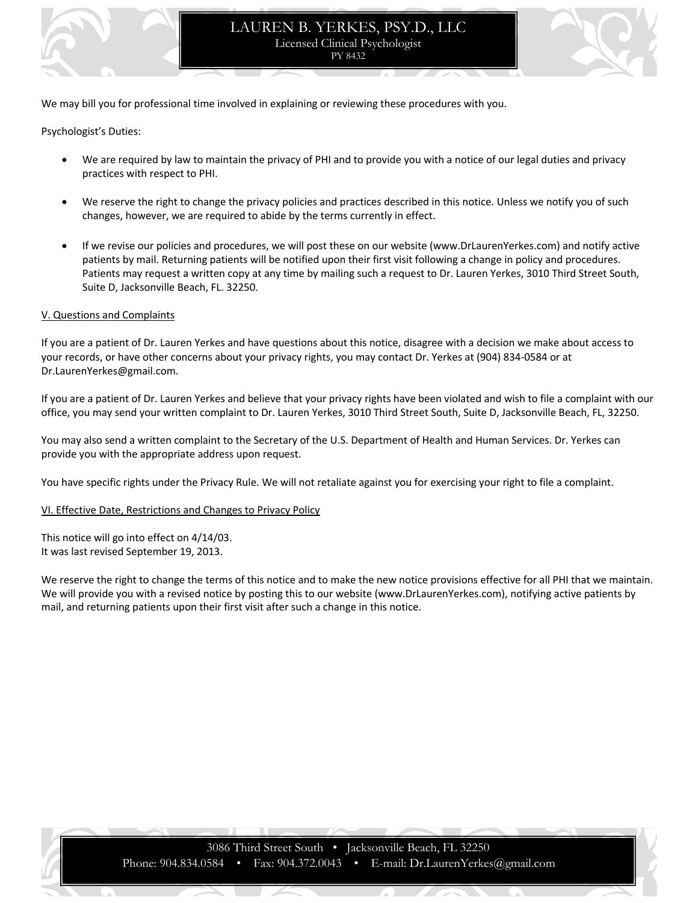We may bill you for professional time involved in explaining or reviewing these procedures with you.

Psychologist's Duties:

- We are required by law to maintain the privacy of PHI and to provide you with a notice of our legal duties and privacy practices with respect to PHI.

- We reserve the right to change the privacy policies and practices described in this notice. Unless we notify you of such changes, however, we are required to abide by the terms currently in effect.

- If we revise our policies and procedures, we will post these on our website (www.DrLaurenYerkes.com) and notify active patients by mail. Returning patients will be notified upon their first visit following a change in policy and procedures. Patients may request a written copy at any time by mailing such a request to Dr. Lauren Yerkes, 3010 Third Street South, Suite D, Jacksonville Beach, FL. 32250.

<u>V. Questions and Complaints</u>

If you are a patient of Dr. Lauren Yerkes and have questions about this notice, disagree with a decision we make about access to your records, or have other concerns about your privacy rights, you may contact Dr. Yerkes at (904) 834-0584 or at Dr.LaurenYerkes@gmail.com.

If you are a patient of Dr. Lauren Yerkes and believe that your privacy rights have been violated and wish to file a complaint with our office, you may send your written complaint to Dr. Lauren Yerkes, 3010 Third Street South, Suite D, Jacksonville Beach, FL, 32250.

You may also send a written complaint to the Secretary of the U.S. Department of Health and Human Services. Dr. Yerkes can provide you with the appropriate address upon request.

You have specific rights under the Privacy Rule. We will not retaliate against you for exercising your right to file a complaint.

<u>VI. Effective Date, Restrictions and Changes to Privacy Policy</u>

This notice will go into effect on 4/14/03.
It was last revised September 19, 2013.

We reserve the right to change the terms of this notice and to make the new notice provisions effective for all PHI that we maintain. We will provide you with a revised notice by posting this to our website (www.DrLaurenYerkes.com), notifying active patients by mail, and returning patients upon their first visit after such a change in this notice.